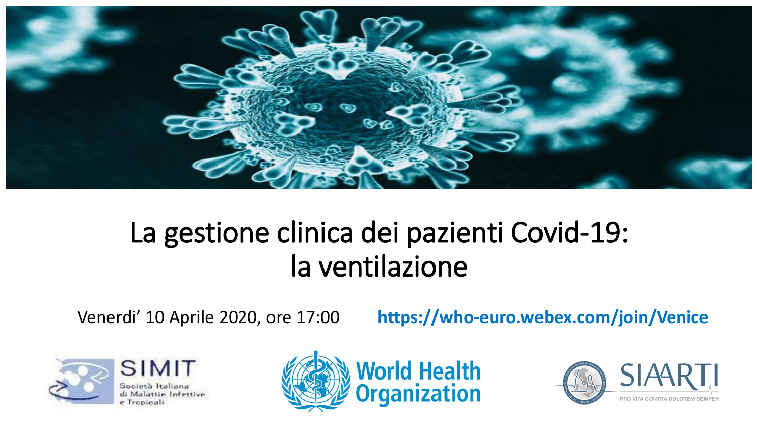# La gestione clinica dei pazienti Covid-19: la ventilazione

Venerdi' 10 Aprile 2020, ore 17:00

**https://who-euro.webex.com/join/Venice**

SIMIT Società Italiana di Malattie Infettive e Tropicali

World Health Organization

SIAARTI PRO VITA CONTRA DOLOREM SEMPER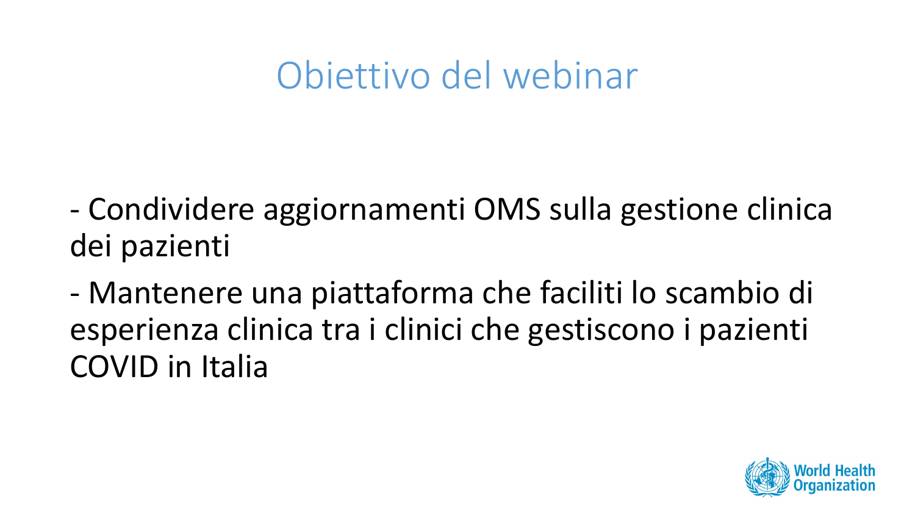# Obiettivo del webinar

- Condividere aggiornamenti OMS sulla gestione clinica dei pazienti
- Mantenere una piattaforma che faciliti lo scambio di esperienza clinica tra i clinici che gestiscono i pazienti COVID in Italia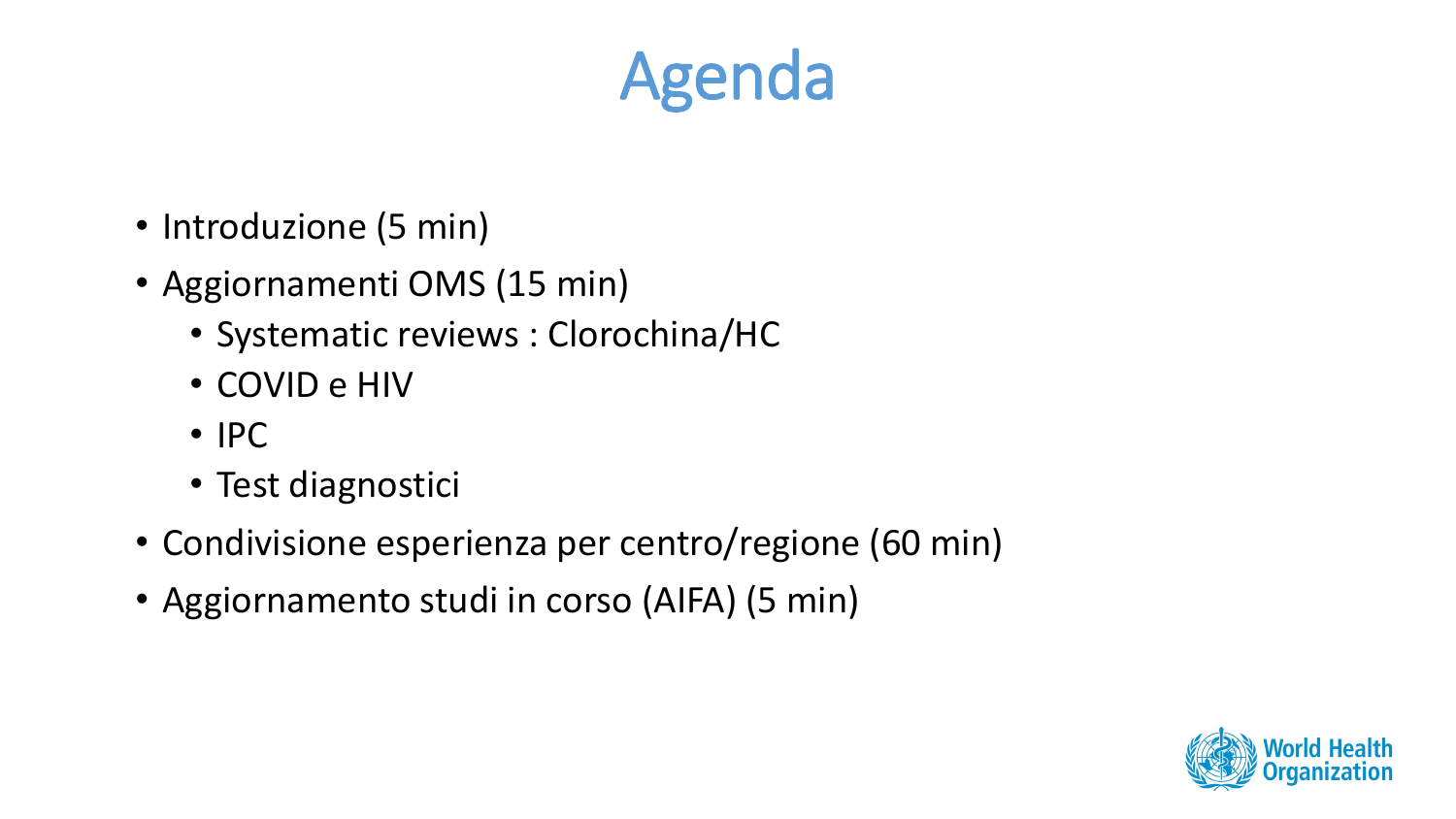# Agenda

- Introduzione (5 min)
- Aggiornamenti OMS (15 min)
  - Systematic reviews : Clorochina/HC
  - COVID e HIV
  - IPC
  - Test diagnostici
- Condivisione esperienza per centro/regione (60 min)
- Aggiornamento studi in corso (AIFA) (5 min)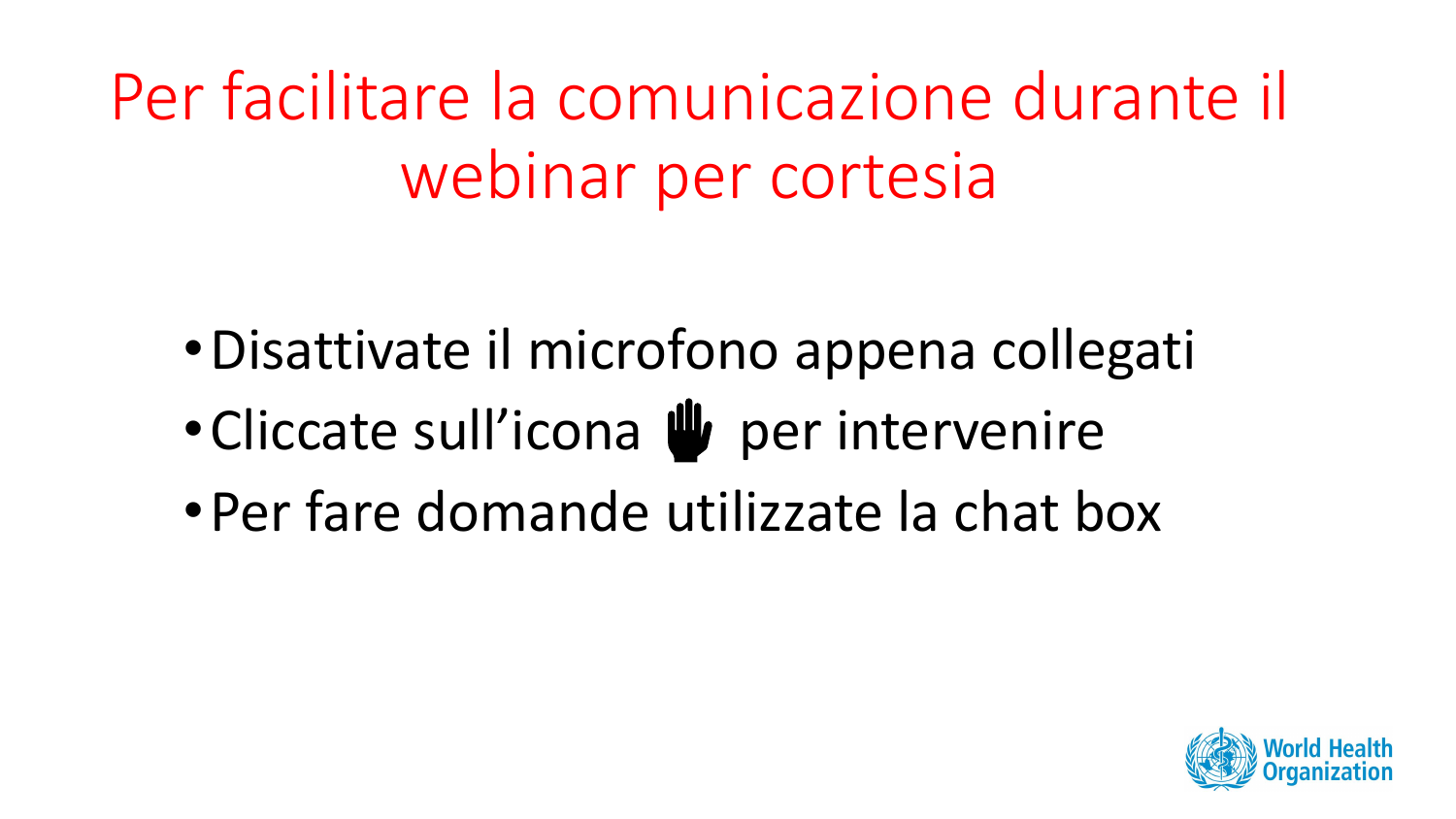# Per facilitare la comunicazione durante il webinar per cortesia

- Disattivate il microfono appena collegati
- Cliccate sull'icona ✋ per intervenire
- Per fare domande utilizzate la chat box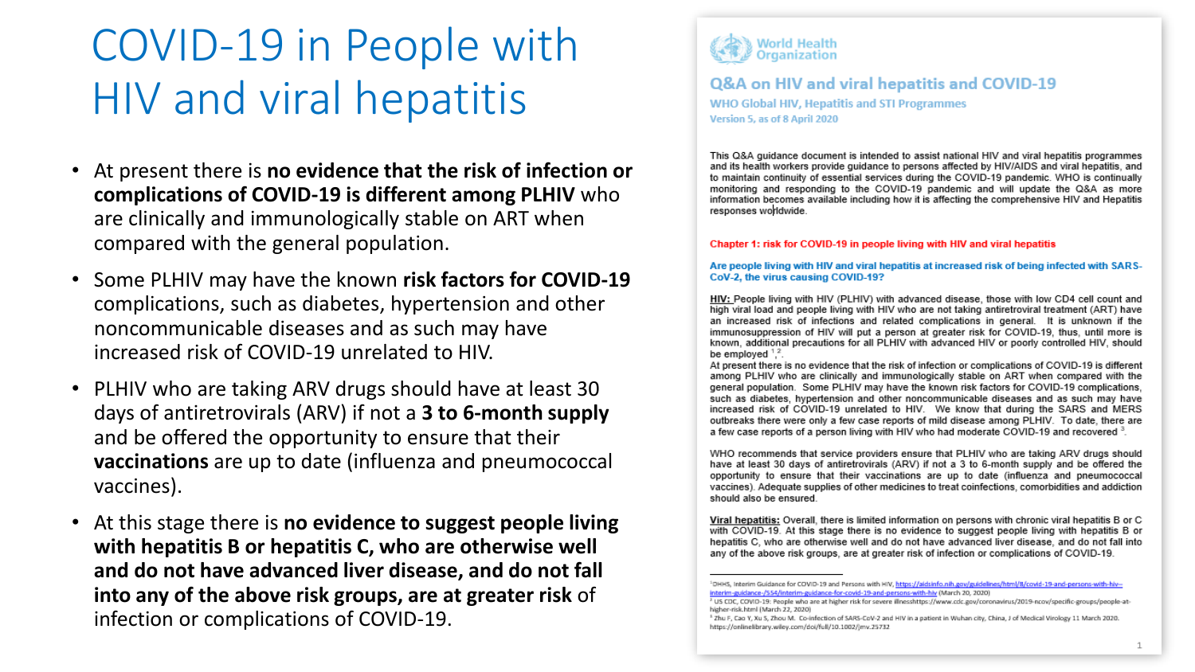# COVID-19 in People with HIV and viral hepatitis

- At present there is **no evidence that the risk of infection or complications of COVID-19 is different among PLHIV** who are clinically and immunologically stable on ART when compared with the general population.
- Some PLHIV may have the known **risk factors for COVID-19** complications, such as diabetes, hypertension and other noncommunicable diseases and as such may have increased risk of COVID-19 unrelated to HIV.
- PLHIV who are taking ARV drugs should have at least 30 days of antiretrovirals (ARV) if not a **3 to 6-month supply** and be offered the opportunity to ensure that their **vaccinations** are up to date (influenza and pneumococcal vaccines).
- At this stage there is **no evidence to suggest people living with hepatitis B or hepatitis C, who are otherwise well and do not have advanced liver disease, and do not fall into any of the above risk groups, are at greater risk** of infection or complications of COVID-19.

World Health Organization

## Q&A on HIV and viral hepatitis and COVID-19

WHO Global HIV, Hepatitis and STI Programmes

Version 5, as of 8 April 2020

This Q&A guidance document is intended to assist national HIV and viral hepatitis programmes and its health workers provide guidance to persons affected by HIV/AIDS and viral hepatitis, and to maintain continuity of essential services during the COVID-19 pandemic. WHO is continually monitoring and responding to the COVID-19 pandemic and will update the Q&A as more information becomes available including how it is affecting the comprehensive HIV and Hepatitis responses worldwide.

### Chapter 1: risk for COVID-19 in people living with HIV and viral hepatitis

**Are people living with HIV and viral hepatitis at increased risk of being infected with SARS-CoV-2, the virus causing COVID-19?**

HIV: People living with HIV (PLHIV) with advanced disease, those with low CD4 cell count and high viral load and people living with HIV who are not taking antiretroviral treatment (ART) have an increased risk of infections and related complications in general. It is unknown if the immunosuppression of HIV will put a person at greater risk for COVID-19, thus, until more is known, additional precautions for all PLHIV with advanced HIV or poorly controlled HIV, should be employed [1,2].

At present there is no evidence that the risk of infection or complications of COVID-19 is different among PLHIV who are clinically and immunologically stable on ART when compared with the general population. Some PLHIV may have the known risk factors for COVID-19 complications, such as diabetes, hypertension and other noncommunicable diseases and as such may have increased risk of COVID-19 unrelated to HIV. We know that during the SARS and MERS outbreaks there were only a few case reports of mild disease among PLHIV. To date, there are a few case reports of a person living with HIV who had moderate COVID-19 and recovered [3].

WHO recommends that service providers ensure that PLHIV who are taking ARV drugs should have at least 30 days of antiretrovirals (ARV) if not a 3 to 6-month supply and be offered the opportunity to ensure that their vaccinations are up to date (influenza and pneumococcal vaccines). Adequate supplies of other medicines to treat coinfections, comorbidities and addiction should also be ensured.

Viral hepatitis: Overall, there is limited information on persons with chronic viral hepatitis B or C with COVID-19. At this stage there is no evidence to suggest people living with hepatitis B or hepatitis C, who are otherwise well and do not have advanced liver disease, and do not fall into any of the above risk groups, are at greater risk of infection or complications of COVID-19.

[1] DHHS, Interim Guidance for COVID-19 and Persons with HIV, https://aidsinfo.nih.gov/guidelines/html/8/covid-19-and-persons-with-hiv--interim-guidance-/554/interim-guidance-for-covid-19-and-persons-with-hiv (March 20, 2020)

[2] US CDC, COVID-19: People who are at higher risk for severe illnesshttps://www.cdc.gov/coronavirus/2019-ncov/specific-groups/people-at-higher-risk.html (March 22, 2020)

[3] Zhu F, Cao Y, Xu S, Zhou M. Co-infection of SARS-CoV-2 and HIV in a patient in Wuhan city, China, J of Medical Virology 11 March 2020. https://onlinelibrary.wiley.com/doi/full/10.1002/jmv.25732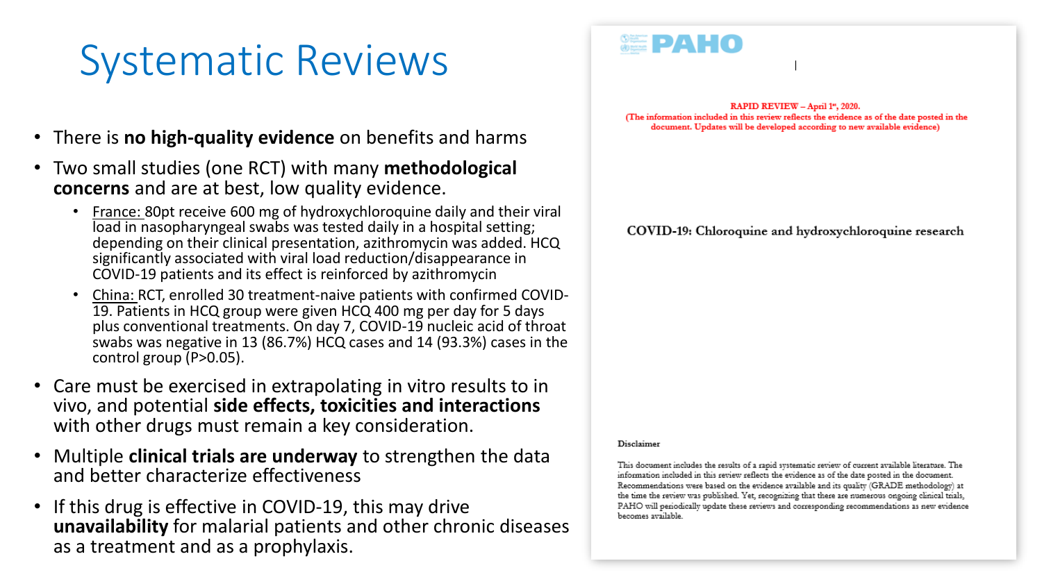# Systematic Reviews

- There is **no high-quality evidence** on benefits and harms
- Two small studies (one RCT) with many **methodological concerns** and are at best, low quality evidence.
  - France: 80pt receive 600 mg of hydroxychloroquine daily and their viral load in nasopharyngeal swabs was tested daily in a hospital setting; depending on their clinical presentation, azithromycin was added. HCQ significantly associated with viral load reduction/disappearance in COVID-19 patients and its effect is reinforced by azithromycin
  - China: RCT, enrolled 30 treatment-naive patients with confirmed COVID-19. Patients in HCQ group were given HCQ 400 mg per day for 5 days plus conventional treatments. On day 7, COVID-19 nucleic acid of throat swabs was negative in 13 (86.7%) HCQ cases and 14 (93.3%) cases in the control group ($P>0.05$).
- Care must be exercised in extrapolating in vitro results to in vivo, and potential **side effects, toxicities and interactions** with other drugs must remain a key consideration.
- Multiple **clinical trials are underway** to strengthen the data and better characterize effectiveness
- If this drug is effective in COVID-19, this may drive **unavailability** for malarial patients and other chronic diseases as a treatment and as a prophylaxis.

PAHO

RAPID REVIEW – April 1st, 2020.
(The information included in this review reflects the evidence as of the date posted in the document. Updates will be developed according to new available evidence)

COVID-19: Chloroquine and hydroxychloroquine research

Disclaimer

This document includes the results of a rapid systematic review of current available literature. The information included in this review reflects the evidence as of the date posted in the document. Recommendations were based on the evidence available and its quality (GRADE methodology) at the time the review was published. Yet, recognizing that there are numerous ongoing clinical trials, PAHO will periodically update these reviews and corresponding recommendations as new evidence becomes available.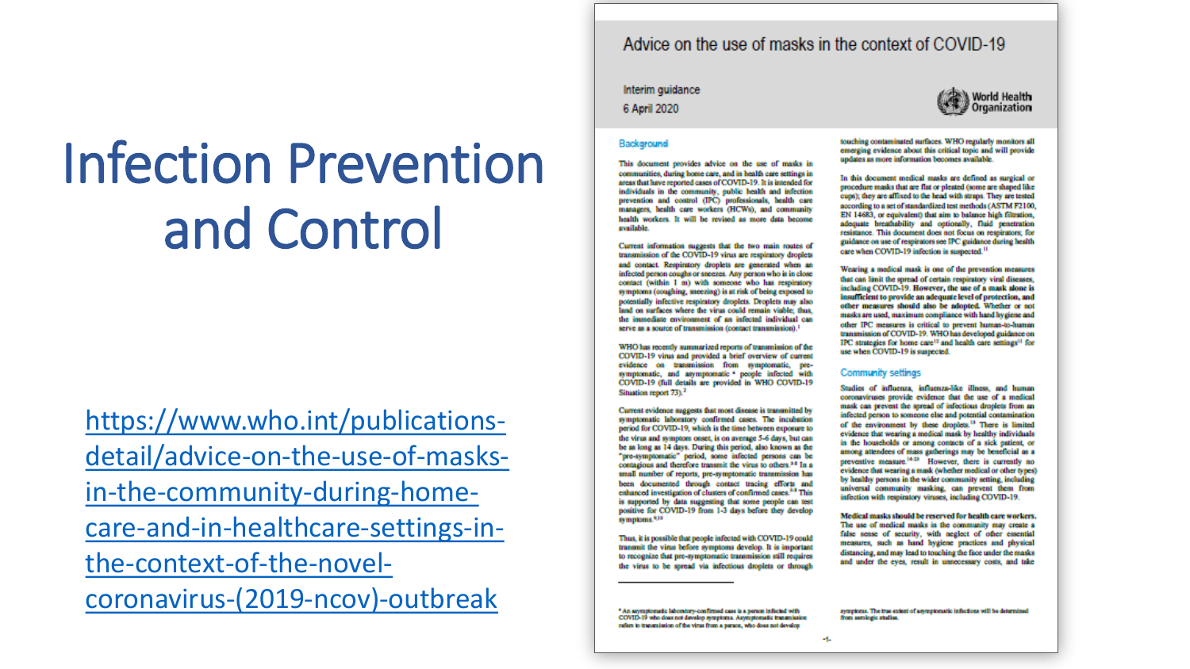# Infection Prevention and Control

https://www.who.int/publications-detail/advice-on-the-use-of-masks-in-the-community-during-home-care-and-in-healthcare-settings-in-the-context-of-the-novel-coronavirus-(2019-ncov)-outbreak

## Advice on the use of masks in the context of COVID-19

Interim guidance
6 April 2020

World Health Organization

### Background

This document provides advice on the use of masks in communities, during home care, and in health care settings in areas that have reported cases of COVID-19. It is intended for individuals in the community, public health and infection prevention and control (IPC) professionals, health care managers, health care workers (HCWs), and community health workers. It will be revised as more data become available.

Current information suggests that the two main routes of transmission of the COVID-19 virus are respiratory droplets and contact. Respiratory droplets are generated when an infected person coughs or sneezes. Any person who is in close contact (within 1 m) with someone who has respiratory symptoms (coughing, sneezing) is at risk of being exposed to potentially infective respiratory droplets. Droplets may also land on surfaces where the virus could remain viable; thus, the immediate environment of an infected individual can serve as a source of transmission (contact transmission).[1]

WHO has recently summarized reports of transmission of the COVID-19 virus and provided a brief overview of current evidence on transmission from symptomatic, pre-symptomatic, and asymptomatic * people infected with COVID-19 (full details are provided in WHO COVID-19 Situation report 73).[2]

Current evidence suggests that most disease is transmitted by symptomatic laboratory confirmed cases. The incubation period for COVID-19, which is the time between exposure to the virus and symptom onset, is on average 5-6 days, but can be as long as 14 days. During this period, also known as the "pre-symptomatic" period, some infected persons can be contagious and therefore transmit the virus to others.[3-8] In a small number of reports, pre-symptomatic transmission has been documented through contact tracing efforts and enhanced investigation of clusters of confirmed cases.[3-8] This is supported by data suggesting that some people can test positive for COVID-19 from 1-3 days before they develop symptoms.[9,10]

Thus, it is possible that people infected with COVID-19 could transmit the virus before symptoms develop. It is important to recognize that pre-symptomatic transmission still requires the virus to be spread via infectious droplets or through touching contaminated surfaces. WHO regularly monitors all emerging evidence about this critical topic and will provide updates as more information becomes available.

In this document medical masks are defined as surgical or procedure masks that are flat or pleated (some are shaped like cups); they are affixed to the head with straps. They are tested according to a set of standardized test methods (ASTM F2100, EN 14683, or equivalent) that aim to balance high filtration, adequate breathability and optionally, fluid penetration resistance. This document does not focus on respirators; for guidance on use of respirators see IPC guidance during health care when COVID-19 infection is suspected.[11]

Wearing a medical mask is one of the prevention measures that can limit the spread of certain respiratory viral diseases, including COVID-19. **However, the use of a mask alone is insufficient to provide an adequate level of protection, and other measures should also be adopted.** Whether or not masks are used, maximum compliance with hand hygiene and other IPC measures is critical to prevent human-to-human transmission of COVID-19. WHO has developed guidance on IPC strategies for home care[12] and health care settings[11] for use when COVID-19 is suspected.

### Community settings

Studies of influenza, influenza-like illness, and human coronaviruses provide evidence that the use of a medical mask can prevent the spread of infectious droplets from an infected person to someone else and potential contamination of the environment by these droplets.[13] There is limited evidence that wearing a medical mask by healthy individuals in the households or among contacts of a sick patient, or among attendees of mass gatherings may be beneficial as a preventive measure.[14-23] However, there is currently no evidence that wearing a mask (whether medical or other types) by healthy persons in the wider community setting, including universal community masking, can prevent them from infection with respiratory viruses, including COVID-19.

**Medical masks should be reserved for health care workers.** The use of medical masks in the community may create a false sense of security, with neglect of other essential measures, such as hand hygiene practices and physical distancing, and may lead to touching the face under the masks and under the eyes, result in unnecessary costs, and take

---

* An asymptomatic laboratory-confirmed case is a person infected with COVID-19 who does not develop symptoms. Asymptomatic transmission refers to transmission of the virus from a person, who does not develop symptoms. The true extent of asymptomatic infections will be determined from serologic studies.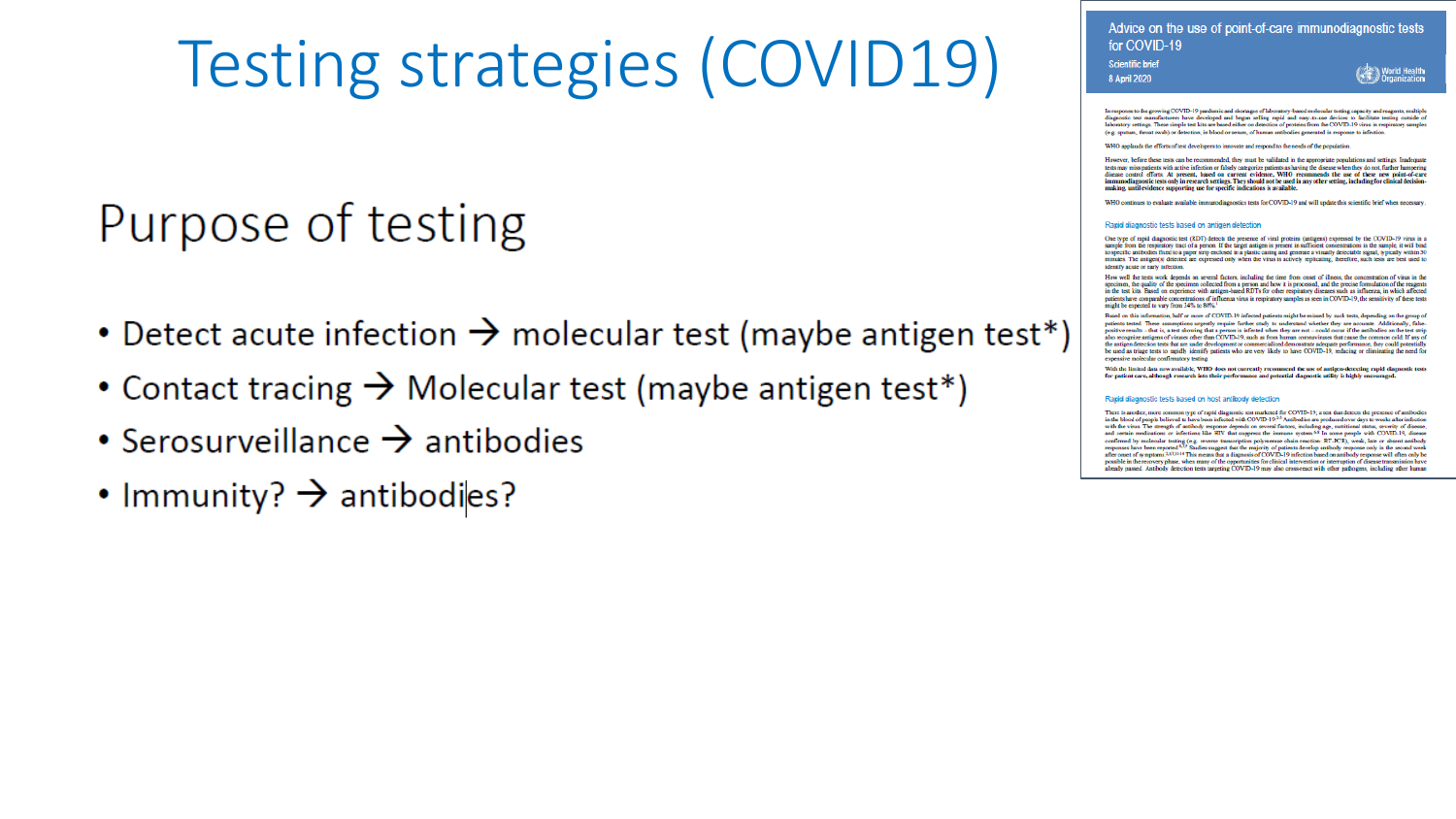# Testing strategies (COVID19)

## Purpose of testing

- Detect acute infection → molecular test (maybe antigen test*)
- Contact tracing → Molecular test (maybe antigen test*)
- Serosurveillance → antibodies
- Immunity? → antibodies?

Advice on the use of point-of-care immunodiagnostic tests for COVID-19

Scientific brief

8 April 2020

World Health Organization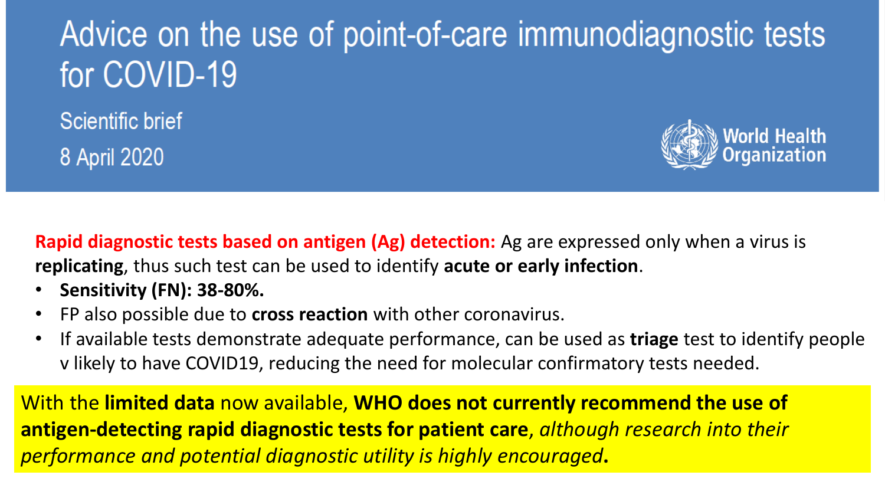# Advice on the use of point-of-care immunodiagnostic tests for COVID-19

Scientific brief

8 April 2020

World Health Organization

**Rapid diagnostic tests based on antigen (Ag) detection:** Ag are expressed only when a virus is **replicating**, thus such test can be used to identify **acute or early infection**.

- **Sensitivity (FN): 38-80%.**
- FP also possible due to **cross reaction** with other coronavirus.
- If available tests demonstrate adequate performance, can be used as **triage** test to identify people v likely to have COVID19, reducing the need for molecular confirmatory tests needed.

With the **limited data** now available, **WHO does not currently recommend the use of antigen-detecting rapid diagnostic tests for patient care**, *although research into their performance and potential diagnostic utility is highly encouraged***.**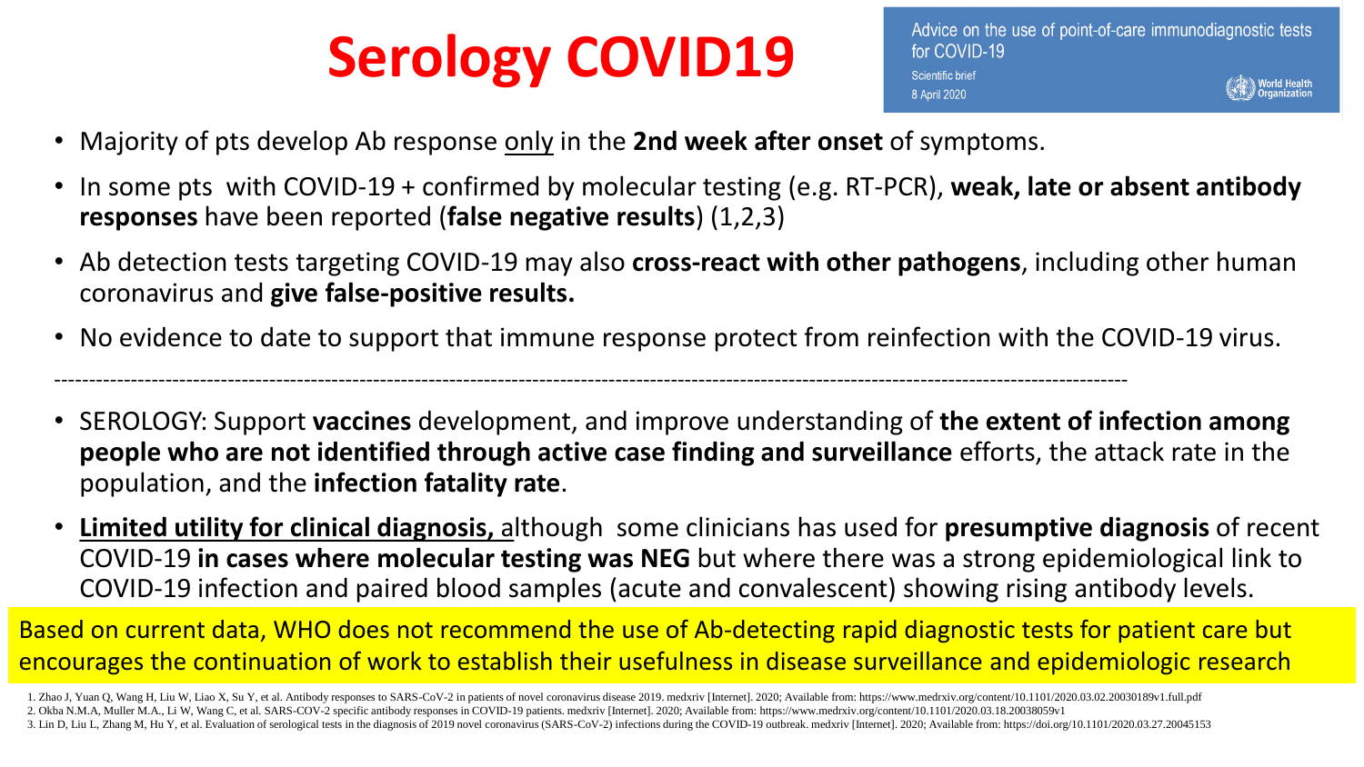# Serology COVID19

Advice on the use of point-of-care immunodiagnostic tests for COVID-19
Scientific brief
8 April 2020
World Health Organization

- Majority of pts develop Ab response only in the **2nd week after onset** of symptoms.
- In some pts with COVID-19 + confirmed by molecular testing (e.g. RT-PCR), **weak, late or absent antibody responses** have been reported (**false negative results**) (1,2,3)
- Ab detection tests targeting COVID-19 may also **cross-react with other pathogens**, including other human coronavirus and **give false-positive results.**
- No evidence to date to support that immune response protect from reinfection with the COVID-19 virus.

---

- SEROLOGY: Support **vaccines** development, and improve understanding of **the extent of infection among people who are not identified through active case finding and surveillance** efforts, the attack rate in the population, and the **infection fatality rate**.
- **Limited utility for clinical diagnosis,** although some clinicians has used for **presumptive diagnosis** of recent COVID-19 **in cases where molecular testing was NEG** but where there was a strong epidemiological link to COVID-19 infection and paired blood samples (acute and convalescent) showing rising antibody levels.

Based on current data, WHO does not recommend the use of Ab-detecting rapid diagnostic tests for patient care but encourages the continuation of work to establish their usefulness in disease surveillance and epidemiologic research

1. Zhao J, Yuan Q, Wang H, Liu W, Liao X, Su Y, et al. Antibody responses to SARS-CoV-2 in patients of novel coronavirus disease 2019. medxriv [Internet]. 2020; Available from: https://www.medrxiv.org/content/10.1101/2020.03.02.20030189v1.full.pdf
2. Okba N.M.A, Muller M.A., Li W, Wang C, et al. SARS-COV-2 specific antibody responses in COVID-19 patients. medxriv [Internet]. 2020; Available from: https://www.medrxiv.org/content/10.1101/2020.03.18.20038059v1
3. Lin D, Liu L, Zhang M, Hu Y, et al. Evaluation of serological tests in the diagnosis of 2019 novel coronavirus (SARS-CoV-2) infections during the COVID-19 outbreak. medxriv [Internet]. 2020; Available from: https://doi.org/10.1101/2020.03.27.20045153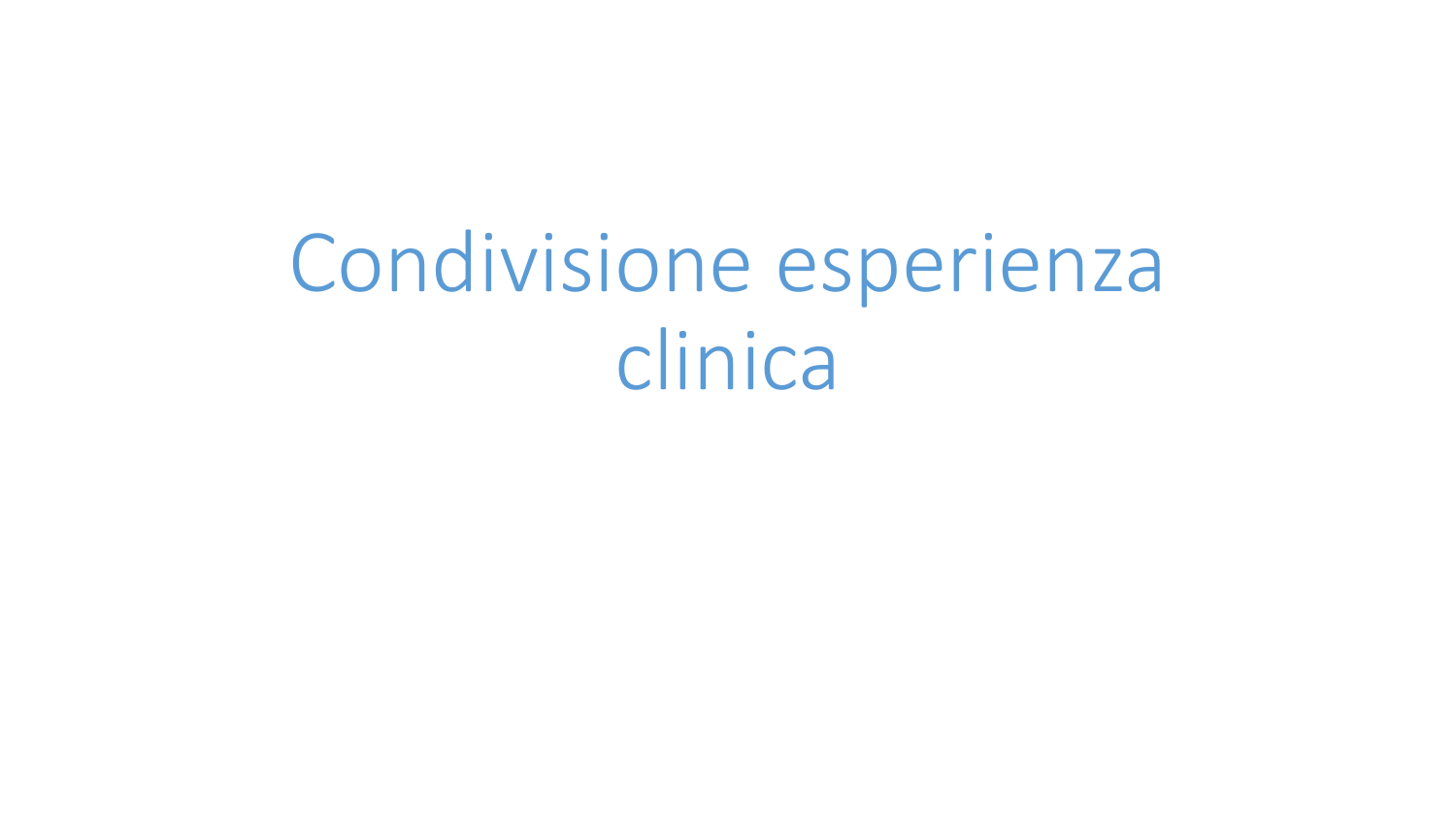# Condivisione esperienza clinica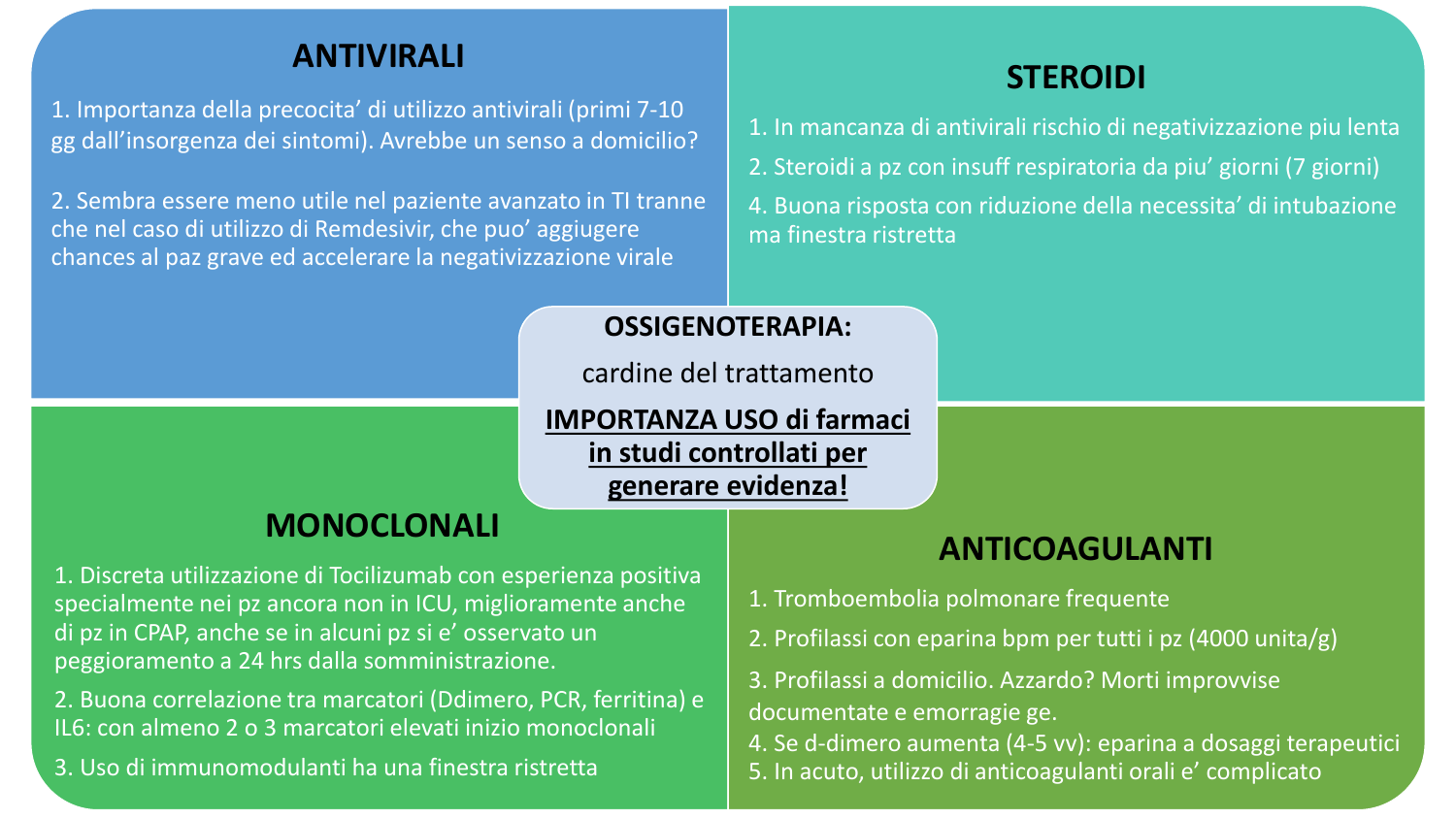## ANTIVIRALI

1. Importanza della precocita' di utilizzo antivirali (primi 7-10 gg dall'insorgenza dei sintomi). Avrebbe un senso a domicilio?

2. Sembra essere meno utile nel paziente avanzato in TI tranne che nel caso di utilizzo di Remdesivir, che puo' aggiugere chances al paz grave ed accelerare la negativizzazione virale

## STEROIDI

1. In mancanza di antivirali rischio di negativizzazione piu lenta
2. Steroidi a pz con insuff respiratoria da piu' giorni (7 giorni)
4. Buona risposta con riduzione della necessita' di intubazione ma finestra ristretta

**OSSIGENOTERAPIA:**

cardine del trattamento

**IMPORTANZA USO di farmaci in studi controllati per generare evidenza!**

## MONOCLONALI

1. Discreta utilizzazione di Tocilizumab con esperienza positiva specialmente nei pz ancora non in ICU, miglioramente anche di pz in CPAP, anche se in alcuni pz si e' osservato un peggioramento a 24 hrs dalla somministrazione.
2. Buona correlazione tra marcatori (Ddimero, PCR, ferritina) e IL6: con almeno 2 o 3 marcatori elevati inizio monoclonali
3. Uso di immunomodulanti ha una finestra ristretta

## ANTICOAGULANTI

1. Tromboembolia polmonare frequente
2. Profilassi con eparina bpm per tutti i pz (4000 unita/g)
3. Profilassi a domicilio. Azzardo? Morti improvvise documentate e emorragie ge.
4. Se d-dimero aumenta (4-5 vv): eparina a dosaggi terapeutici
5. In acuto, utilizzo di anticoagulanti orali e' complicato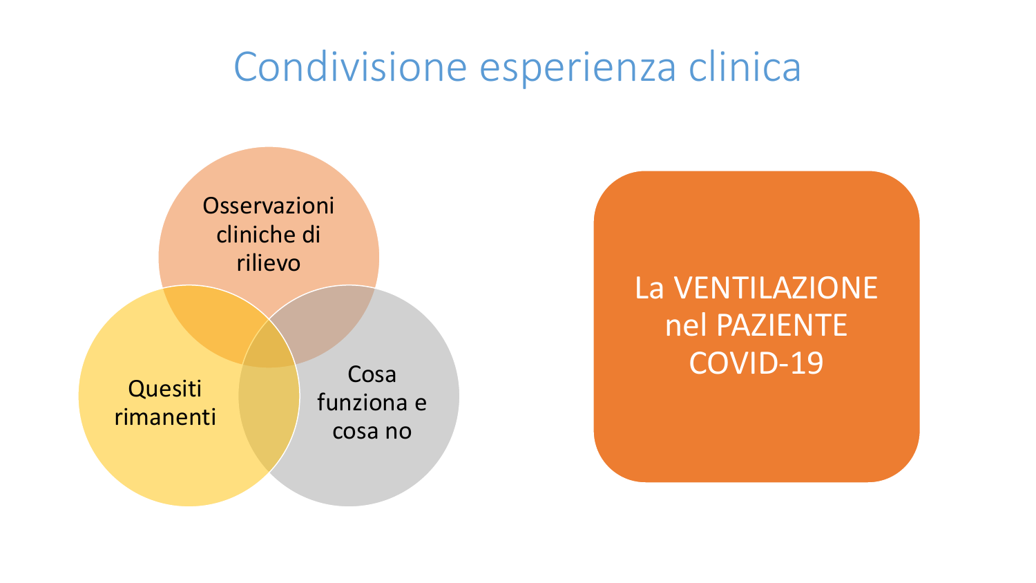# Condivisione esperienza clinica

- Osservazioni cliniche di rilievo
- Quesiti rimanenti
- Cosa funziona e cosa no

**La VENTILAZIONE nel PAZIENTE COVID-19**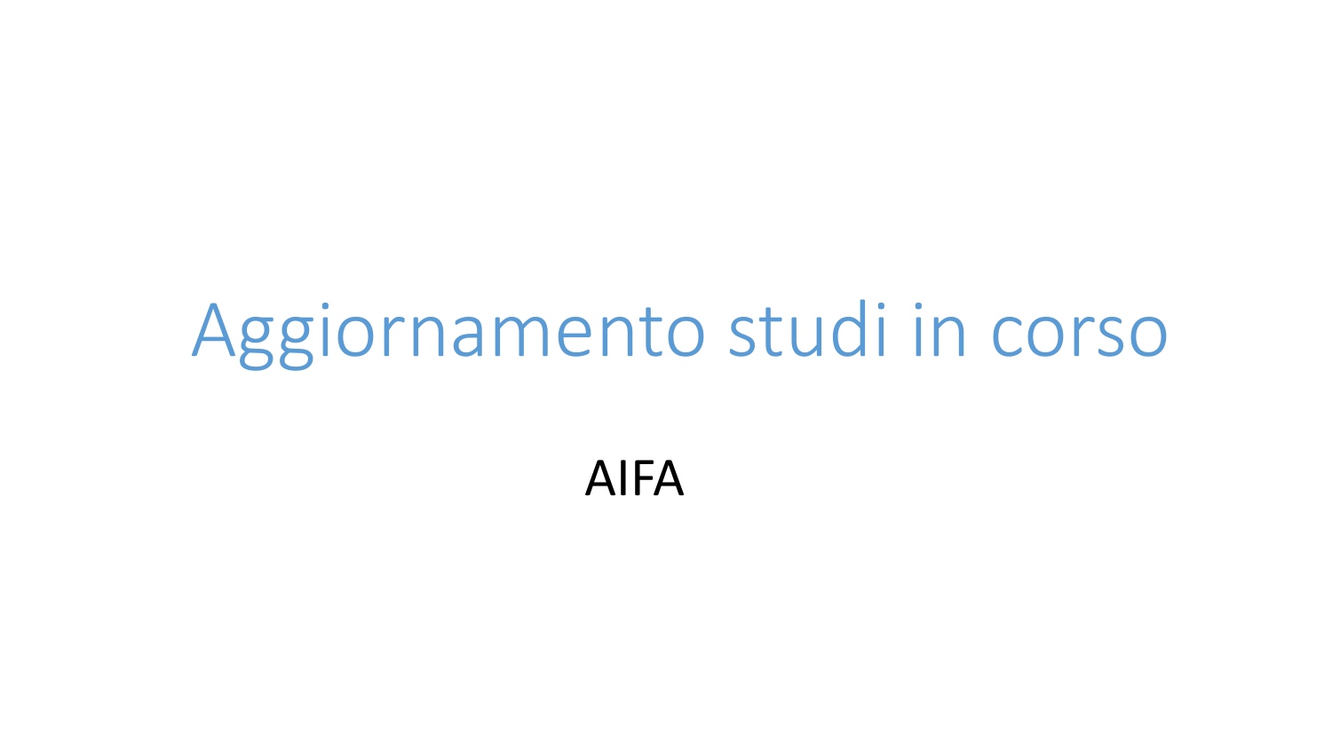# Aggiornamento studi in corso

AIFA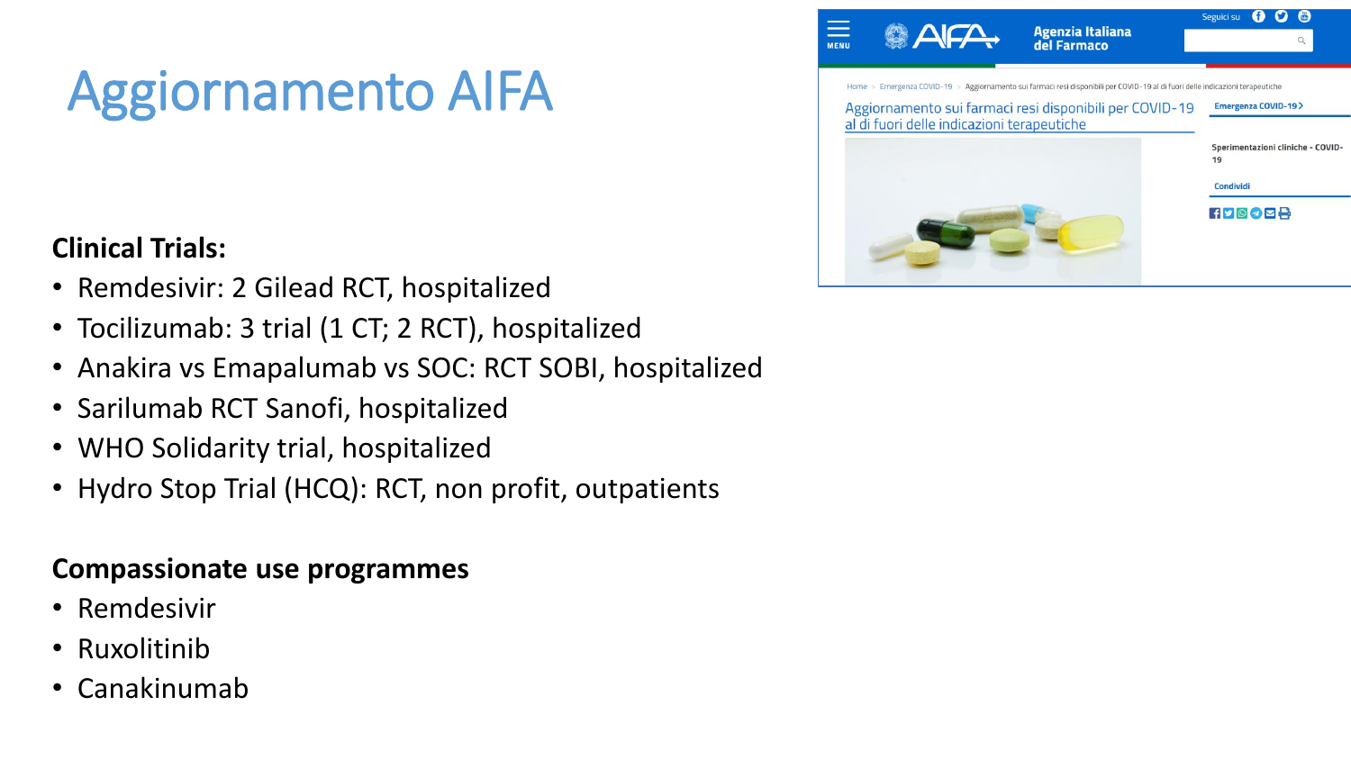# Aggiornamento AIFA

**Clinical Trials:**

- Remdesivir: 2 Gilead RCT, hospitalized
- Tocilizumab: 3 trial (1 CT; 2 RCT), hospitalized
- Anakira vs Emapalumab vs SOC: RCT SOBI, hospitalized
- Sarilumab RCT Sanofi, hospitalized
- WHO Solidarity trial, hospitalized
- Hydro Stop Trial (HCQ): RCT, non profit, outpatients

**Compassionate use programmes**

- Remdesivir
- Ruxolitinib
- Canakinumab

AIFA Agenzia Italiana del Farmaco

Home > Emergenza COVID-19 > Aggiornamento sui farmaci resi disponibili per COVID-19 al di fuori delle indicazioni terapeutiche

Aggiornamento sui farmaci resi disponibili per COVID-19 al di fuori delle indicazioni terapeutiche

Emergenza COVID-19

Sperimentazioni cliniche - COVID-19

Condividi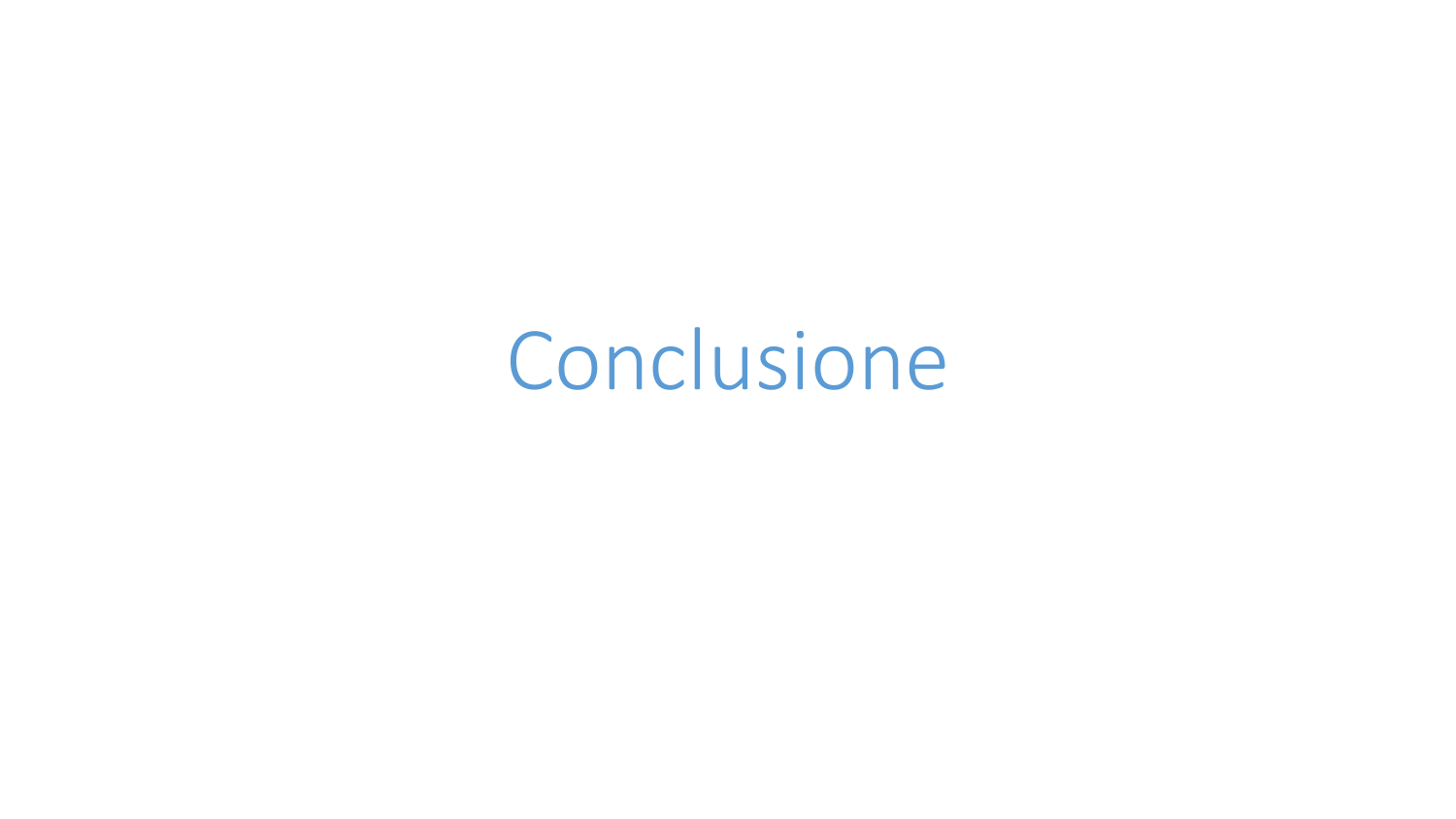# Conclusione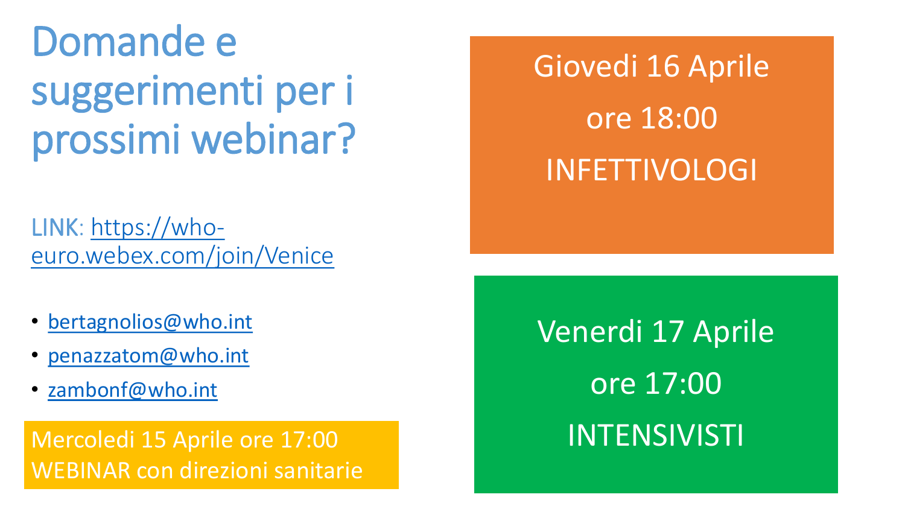# Domande e suggerimenti per i prossimi webinar?

LINK: https://who-euro.webex.com/join/Venice

- bertagnolios@who.int
- penazzatom@who.int
- zambonf@who.int

Mercoledi 15 Aprile ore 17:00
WEBINAR con direzioni sanitarie

Giovedi 16 Aprile
ore 18:00
INFETTIVOLOGI

Venerdi 17 Aprile
ore 17:00
INTENSIVISTI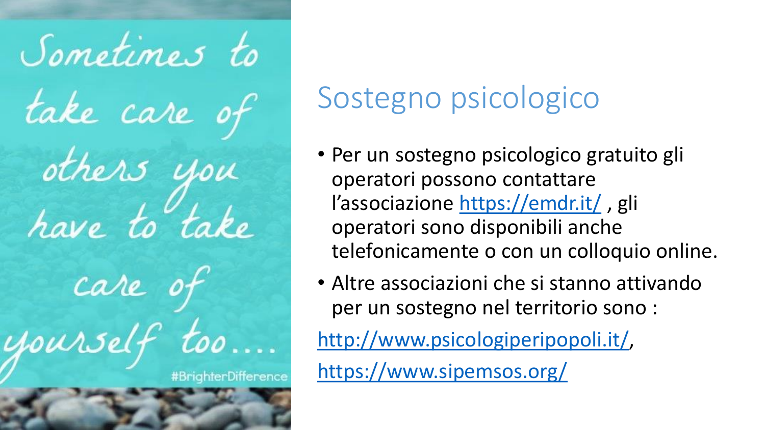Sometimes to take care of others you have to take care of yourself too....

#BrighterDifference

# Sostegno psicologico

- Per un sostegno psicologico gratuito gli operatori possono contattare l'associazione https://emdr.it/ , gli operatori sono disponibili anche telefonicamente o con un colloquio online.
- Altre associazioni che si stanno attivando per un sostegno nel territorio sono :

http://www.psicologiperipopoli.it/,

https://www.sipemsos.org/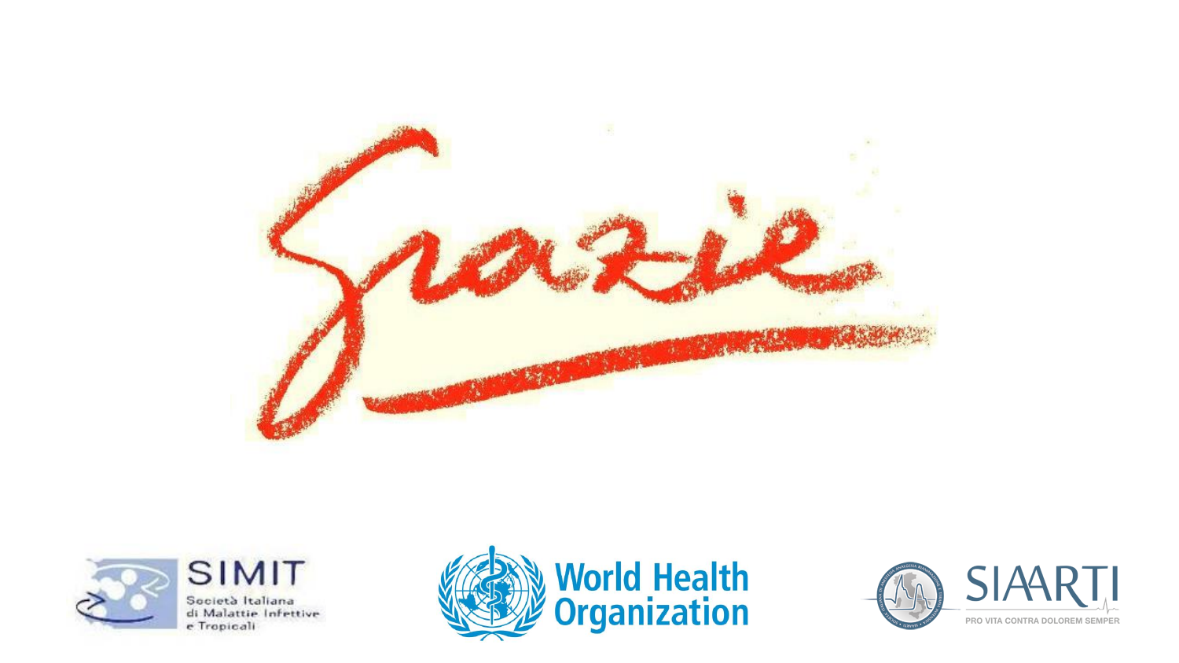Grazie

SIMIT

Società Italiana di Malattie Infettive e Tropicali

World Health Organization

SIAARTI

PRO VITA CONTRA DOLOREM SEMPER